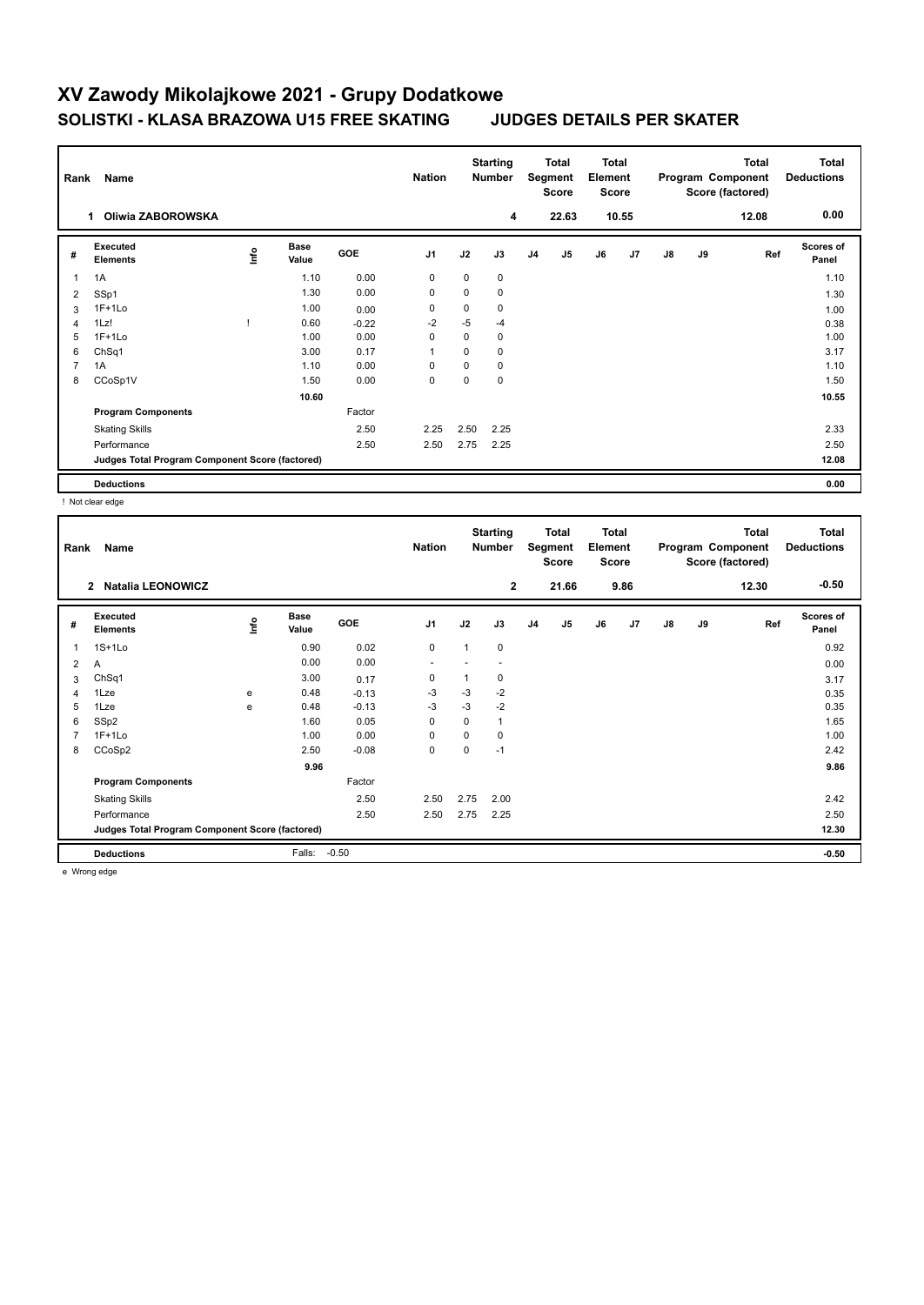# XV Zawody Mikolajkowe 2021 - Grupy Dodatkowe

## SOLISTKI - KLASA BRAZOWA U15 FREE SKATING JUDGES DETAILS PER SKATER

| Rank | Name | Nation | Starting Number | Total Segment Score | Total Element Score | Total Program Component Score (factored) | Total Deductions |
|---|---|---|---|---|---|---|---|
| 1 | Oliwia ZABOROWSKA | | 4 | 22.63 | 10.55 | 12.08 | 0.00 |

| # | Executed Elements | Info | Base Value | GOE | J1 | J2 | J3 | J4 | J5 | J6 | J7 | J8 | J9 | Ref | Scores of Panel |
|---|---|---|---|---|---|---|---|---|---|---|---|---|---|---|---|
| 1 | 1A | | 1.10 | 0.00 | 0 | 0 | 0 | | | | | | | | 1.10 |
| 2 | SSp1 | | 1.30 | 0.00 | 0 | 0 | 0 | | | | | | | | 1.30 |
| 3 | 1F+1Lo | | 1.00 | 0.00 | 0 | 0 | 0 | | | | | | | | 1.00 |
| 4 | 1Lz! | ! | 0.60 | -0.22 | -2 | -5 | -4 | | | | | | | | 0.38 |
| 5 | 1F+1Lo | | 1.00 | 0.00 | 0 | 0 | 0 | | | | | | | | 1.00 |
| 6 | ChSq1 | | 3.00 | 0.17 | 1 | 0 | 0 | | | | | | | | 3.17 |
| 7 | 1A | | 1.10 | 0.00 | 0 | 0 | 0 | | | | | | | | 1.10 |
| 8 | CCoSp1V | | 1.50 | 0.00 | 0 | 0 | 0 | | | | | | | | 1.50 |
| | | | 10.60 | | | | | | | | | | | | 10.55 |
| | **Program Components** | | | Factor | | | | | | | | | | | |
| | Skating Skills | | | 2.50 | 2.25 | 2.50 | 2.25 | | | | | | | | 2.33 |
| | Performance | | | 2.50 | 2.50 | 2.75 | 2.25 | | | | | | | | 2.50 |
| | **Judges Total Program Component Score (factored)** | | | | | | | | | | | | | | 12.08 |
| | **Deductions** | | | | | | | | | | | | | | 0.00 |

! Not clear edge

| Rank | Name | Nation | Starting Number | Total Segment Score | Total Element Score | Total Program Component Score (factored) | Total Deductions |
|---|---|---|---|---|---|---|---|
| 2 | Natalia LEONOWICZ | | 2 | 21.66 | 9.86 | 12.30 | -0.50 |

| # | Executed Elements | Info | Base Value | GOE | J1 | J2 | J3 | J4 | J5 | J6 | J7 | J8 | J9 | Ref | Scores of Panel |
|---|---|---|---|---|---|---|---|---|---|---|---|---|---|---|---|
| 1 | 1S+1Lo | | 0.90 | 0.02 | 0 | 1 | 0 | | | | | | | | 0.92 |
| 2 | A | | 0.00 | 0.00 | - | - | - | | | | | | | | 0.00 |
| 3 | ChSq1 | | 3.00 | 0.17 | 0 | 1 | 0 | | | | | | | | 3.17 |
| 4 | 1Lze | e | 0.48 | -0.13 | -3 | -3 | -2 | | | | | | | | 0.35 |
| 5 | 1Lze | e | 0.48 | -0.13 | -3 | -3 | -2 | | | | | | | | 0.35 |
| 6 | SSp2 | | 1.60 | 0.05 | 0 | 0 | 1 | | | | | | | | 1.65 |
| 7 | 1F+1Lo | | 1.00 | 0.00 | 0 | 0 | 0 | | | | | | | | 1.00 |
| 8 | CCoSp2 | | 2.50 | -0.08 | 0 | 0 | -1 | | | | | | | | 2.42 |
| | | | 9.96 | | | | | | | | | | | | 9.86 |
| | **Program Components** | | | Factor | | | | | | | | | | | |
| | Skating Skills | | | 2.50 | 2.50 | 2.75 | 2.00 | | | | | | | | 2.42 |
| | Performance | | | 2.50 | 2.50 | 2.75 | 2.25 | | | | | | | | 2.50 |
| | **Judges Total Program Component Score (factored)** | | | | | | | | | | | | | | 12.30 |
| | **Deductions** | | Falls: | -0.50 | | | | | | | | | | | -0.50 |

e Wrong edge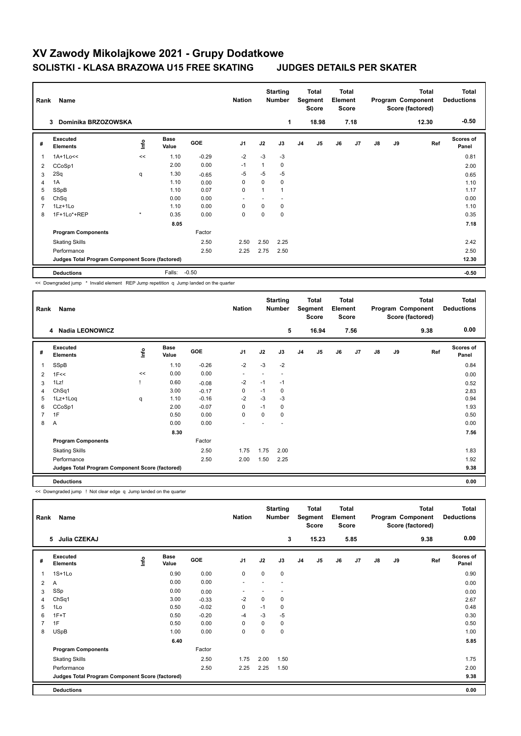# XV Zawody Mikolajkowe 2021 - Grupy Dodatkowe

## SOLISTKI - KLASA BRAZOWA U15 FREE SKATING JUDGES DETAILS PER SKATER

| Rank | Name | Nation | Starting Number | Total Segment Score | Total Element Score | Total Program Component Score (factored) | Total Deductions |
|---|---|---|---|---|---|---|---|
| 3 | Dominika BRZOZOWSKA | | 1 | 18.98 | 7.18 | 12.30 | -0.50 |

| # | Executed Elements | Info | Base Value | GOE | J1 | J2 | J3 | J4 | J5 | J6 | J7 | J8 | J9 | Ref | Scores of Panel |
|---|---|---|---|---|---|---|---|---|---|---|---|---|---|---|---|
| 1 | 1A+1Lo<< | << | 1.10 | -0.29 | -2 | -3 | -3 | | | | | | | | 0.81 |
| 2 | CCoSp1 | | 2.00 | 0.00 | -1 | 1 | 0 | | | | | | | | 2.00 |
| 3 | 2Sq | q | 1.30 | -0.65 | -5 | -5 | -5 | | | | | | | | 0.65 |
| 4 | 1A | | 1.10 | 0.00 | 0 | 0 | 0 | | | | | | | | 1.10 |
| 5 | SSpB | | 1.10 | 0.07 | 0 | 1 | 1 | | | | | | | | 1.17 |
| 6 | ChSq | | 0.00 | 0.00 | - | - | - | | | | | | | | 0.00 |
| 7 | 1Lz+1Lo | | 1.10 | 0.00 | 0 | 0 | 0 | | | | | | | | 1.10 |
| 8 | 1F+1Lo*+REP | * | 0.35 | 0.00 | 0 | 0 | 0 | | | | | | | | 0.35 |
| | | | 8.05 | | | | | | | | | | | | 7.18 |
| | Program Components | | | Factor | | | | | | | | | | | |
| | Skating Skills | | | 2.50 | 2.50 | 2.50 | 2.25 | | | | | | | | 2.42 |
| | Performance | | | 2.50 | 2.25 | 2.75 | 2.50 | | | | | | | | 2.50 |
| | Judges Total Program Component Score (factored) | | | | | | | | | | | | | | 12.30 |
| | Deductions | | Falls: | -0.50 | | | | | | | | | | | -0.50 |

<< Downgraded jump * Invalid element REP Jump repetition q Jump landed on the quarter

| Rank | Name | Nation | Starting Number | Total Segment Score | Total Element Score | Total Program Component Score (factored) | Total Deductions |
|---|---|---|---|---|---|---|---|
| 4 | Nadia LEONOWICZ | | 5 | 16.94 | 7.56 | 9.38 | 0.00 |

| # | Executed Elements | Info | Base Value | GOE | J1 | J2 | J3 | J4 | J5 | J6 | J7 | J8 | J9 | Ref | Scores of Panel |
|---|---|---|---|---|---|---|---|---|---|---|---|---|---|---|---|
| 1 | SSpB | | 1.10 | -0.26 | -2 | -3 | -2 | | | | | | | | 0.84 |
| 2 | 1F<< | << | 0.00 | 0.00 | - | - | - | | | | | | | | 0.00 |
| 3 | 1Lz! | ! | 0.60 | -0.08 | -2 | -1 | -1 | | | | | | | | 0.52 |
| 4 | ChSq1 | | 3.00 | -0.17 | 0 | -1 | 0 | | | | | | | | 2.83 |
| 5 | 1Lz+1Loq | q | 1.10 | -0.16 | -2 | -3 | -3 | | | | | | | | 0.94 |
| 6 | CCoSp1 | | 2.00 | -0.07 | 0 | -1 | 0 | | | | | | | | 1.93 |
| 7 | 1F | | 0.50 | 0.00 | 0 | 0 | 0 | | | | | | | | 0.50 |
| 8 | A | | 0.00 | 0.00 | - | - | - | | | | | | | | 0.00 |
| | | | 8.30 | | | | | | | | | | | | 7.56 |
| | Program Components | | | Factor | | | | | | | | | | | |
| | Skating Skills | | | 2.50 | 1.75 | 1.75 | 2.00 | | | | | | | | 1.83 |
| | Performance | | | 2.50 | 2.00 | 1.50 | 2.25 | | | | | | | | 1.92 |
| | Judges Total Program Component Score (factored) | | | | | | | | | | | | | | 9.38 |
| | Deductions | | | | | | | | | | | | | | 0.00 |

<< Downgraded jump ! Not clear edge q Jump landed on the quarter

| Rank | Name | Nation | Starting Number | Total Segment Score | Total Element Score | Total Program Component Score (factored) | Total Deductions |
|---|---|---|---|---|---|---|---|
| 5 | Julia CZEKAJ | | 3 | 15.23 | 5.85 | 9.38 | 0.00 |

| # | Executed Elements | Info | Base Value | GOE | J1 | J2 | J3 | J4 | J5 | J6 | J7 | J8 | J9 | Ref | Scores of Panel |
|---|---|---|---|---|---|---|---|---|---|---|---|---|---|---|---|
| 1 | 1S+1Lo | | 0.90 | 0.00 | 0 | 0 | 0 | | | | | | | | 0.90 |
| 2 | A | | 0.00 | 0.00 | - | - | - | | | | | | | | 0.00 |
| 3 | SSp | | 0.00 | 0.00 | - | - | - | | | | | | | | 0.00 |
| 4 | ChSq1 | | 3.00 | -0.33 | -2 | 0 | 0 | | | | | | | | 2.67 |
| 5 | 1Lo | | 0.50 | -0.02 | 0 | -1 | 0 | | | | | | | | 0.48 |
| 6 | 1F+T | | 0.50 | -0.20 | -4 | -3 | -5 | | | | | | | | 0.30 |
| 7 | 1F | | 0.50 | 0.00 | 0 | 0 | 0 | | | | | | | | 0.50 |
| 8 | USpB | | 1.00 | 0.00 | 0 | 0 | 0 | | | | | | | | 1.00 |
| | | | 6.40 | | | | | | | | | | | | 5.85 |
| | Program Components | | | Factor | | | | | | | | | | | |
| | Skating Skills | | | 2.50 | 1.75 | 2.00 | 1.50 | | | | | | | | 1.75 |
| | Performance | | | 2.50 | 2.25 | 2.25 | 1.50 | | | | | | | | 2.00 |
| | Judges Total Program Component Score (factored) | | | | | | | | | | | | | | 9.38 |
| | Deductions | | | | | | | | | | | | | | 0.00 |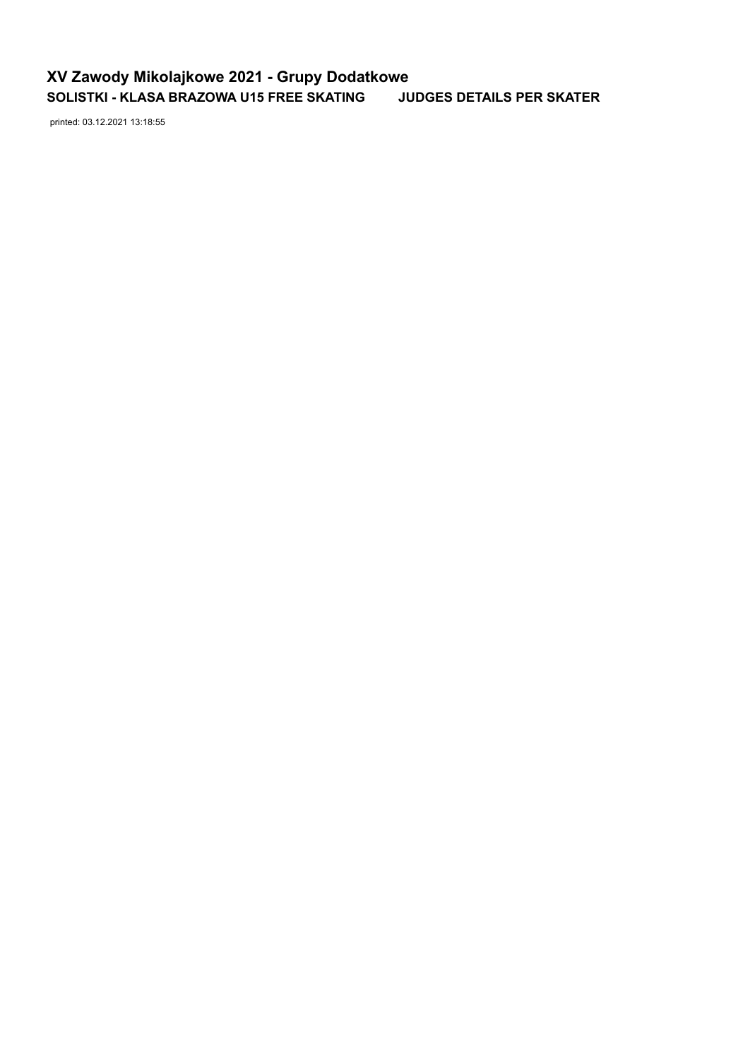# XV Zawody Mikolajkowe 2021 - Grupy Dodatkowe

**SOLISTKI - KLASA BRAZOWA U15 FREE SKATING JUDGES DETAILS PER SKATER**

printed: 03.12.2021 13:18:55